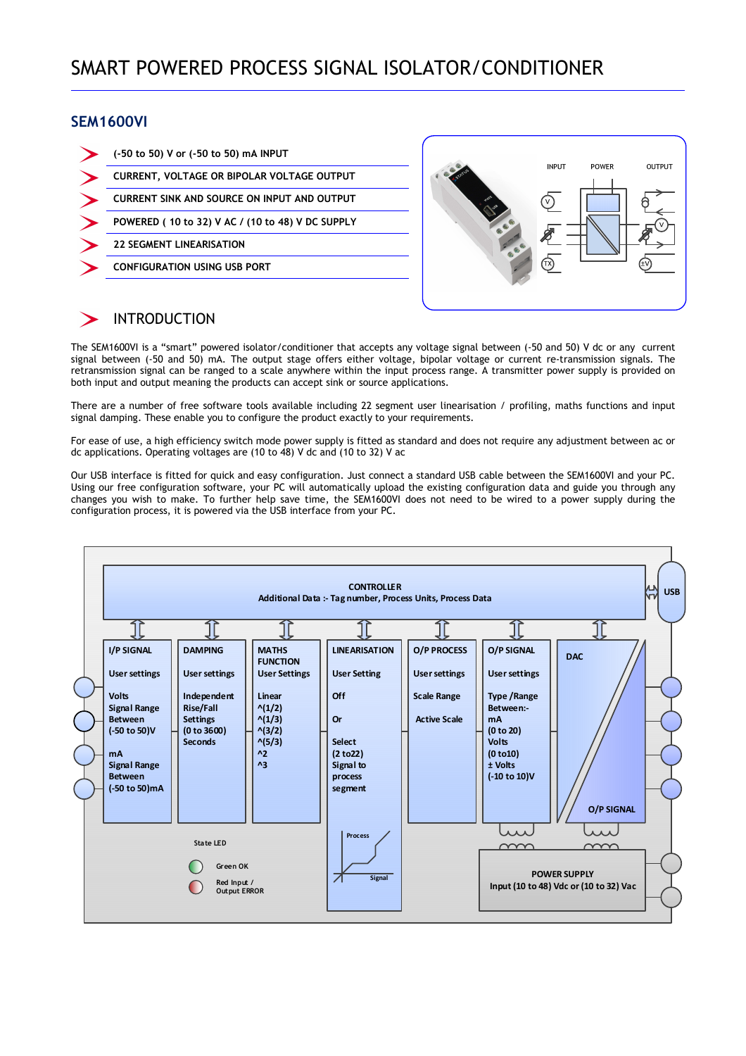# SMART POWERED PROCESS SIGNAL ISOLATOR/CONDITIONER

## SEM1600VI

- (-50 to 50) V or (-50 to 50) mA INPUT
- CURRENT, VOLTAGE OR BIPOLAR VOLTAGE OUTPUT
- CURRENT SINK AND SOURCE ON INPUT AND OUTPUT
- POWERED ( 10 to 32) V AC / (10 to 48) V DC SUPPLY
- 22 SEGMENT LINEARISATION
- CONFIGURATION USING USB PORT

INPUT POWER OUTPUT

## INTRODUCTION

The SEM1600VI is a “smart” powered isolator/conditioner that accepts any voltage signal between (-50 and 50) V dc or any current signal between (-50 and 50) mA. The output stage offers either voltage, bipolar voltage or current re-transmission signals. The retransmission signal can be ranged to a scale anywhere within the input process range. A transmitter power supply is provided on both input and output meaning the products can accept sink or source applications.

There are a number of free software tools available including 22 segment user linearisation / profiling, maths functions and input signal damping. These enable you to configure the product exactly to your requirements.

For ease of use, a high efficiency switch mode power supply is fitted as standard and does not require any adjustment between ac or dc applications. Operating voltages are (10 to 48) V dc and (10 to 32) V ac

Our USB interface is fitted for quick and easy configuration. Just connect a standard USB cable between the SEM1600VI and your PC. Using our free configuration software, your PC will automatically upload the existing configuration data and guide you through any changes you wish to make. To further help save time, the SEM1600VI does not need to be wired to a power supply during the configuration process, it is powered via the USB interface from your PC.

**CONTROLLER**
Additional Data :- Tag number, Process Units, Process Data

USB

| I/P SIGNAL | DAMPING | MATHS FUNCTION | LINEARISATION | O/P PROCESS | O/P SIGNAL | DAC |
|---|---|---|---|---|---|---|
| User settings | User settings | User Settings | User Setting | User settings | User settings | |
| Volts Signal Range Between (-50 to 50)V | Independent Rise/Fall Settings (0 to 3600) Seconds | Linear ^(1/2) ^(1/3) ^(3/2) ^(5/3) ^2 ^3 | Off Or Select (2 to22) Signal to process segment | Scale Range Active Scale | Type /Range Between:- mA (0 to 20) Volts (0 to10) ± Volts (-10 to 10)V | O/P SIGNAL |
| mA Signal Range Between (-50 to 50)mA | | | | | | |

State LED
- Green OK
- Red Input / Output ERROR

Process / Signal

**POWER SUPPLY**
Input (10 to 48) Vdc or (10 to 32) Vac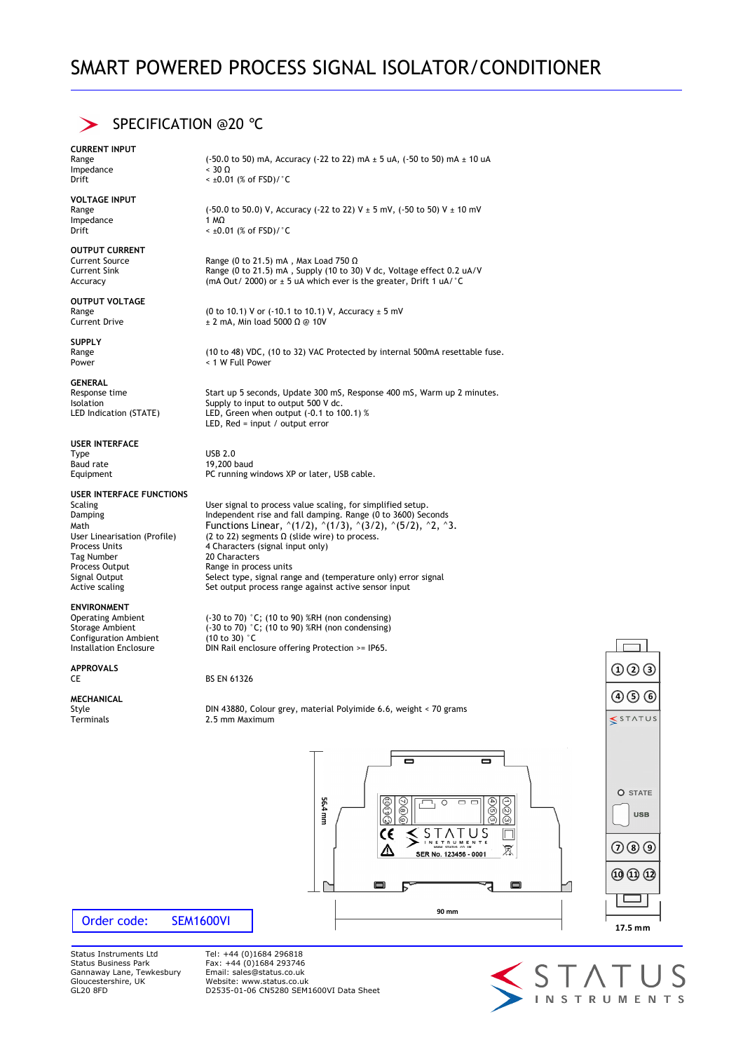# SMART POWERED PROCESS SIGNAL ISOLATOR/CONDITIONER

## SPECIFICATION @20 °C

| | |
|---|---|
| **CURRENT INPUT** | |
| Range | (-50.0 to 50) mA, Accuracy (-22 to 22) mA ± 5 uA, (-50 to 50) mA ± 10 uA |
| Impedance | < 30 Ω |
| Drift | < ±0.01 (% of FSD)/˚C |
| **VOLTAGE INPUT** | |
| Range | (-50.0 to 50.0) V, Accuracy (-22 to 22) V ± 5 mV, (-50 to 50) V ± 10 mV |
| Impedance | 1 MΩ |
| Drift | < ±0.01 (% of FSD)/˚C |
| **OUTPUT CURRENT** | |
| Current Source | Range (0 to 21.5) mA , Max Load 750 Ω |
| Current Sink | Range (0 to 21.5) mA , Supply (10 to 30) V dc, Voltage effect 0.2 uA/V |
| Accuracy | (mA Out/ 2000) or ± 5 uA which ever is the greater, Drift 1 uA/˚C |
| **OUTPUT VOLTAGE** | |
| Range | (0 to 10.1) V or (-10.1 to 10.1) V, Accuracy ± 5 mV |
| Current Drive | ± 2 mA, Min load 5000 Ω @ 10V |
| **SUPPLY** | |
| Range | (10 to 48) VDC, (10 to 32) VAC Protected by internal 500mA resettable fuse. |
| Power | < 1 W Full Power |
| **GENERAL** | |
| Response time | Start up 5 seconds, Update 300 mS, Response 400 mS, Warm up 2 minutes. |
| Isolation | Supply to input to output 500 V dc. |
| LED Indication (STATE) | LED, Green when output (-0.1 to 100.1) %<br>LED, Red = input / output error |
| **USER INTERFACE** | |
| Type | USB 2.0 |
| Baud rate | 19,200 baud |
| Equipment | PC running windows XP or later, USB cable. |
| **USER INTERFACE FUNCTIONS** | |
| Scaling | User signal to process value scaling, for simplified setup. |
| Damping | Independent rise and fall damping. Range (0 to 3600) Seconds |
| Math | Functions Linear, ^(1/2), ^(1/3), ^(3/2), ^(5/2), ^2, ^3. |
| User Linearisation (Profile) | (2 to 22) segments Ω (slide wire) to process. |
| Process Units | 4 Characters (signal input only) |
| Tag Number | 20 Characters |
| Process Output | Range in process units |
| Signal Output | Select type, signal range and (temperature only) error signal |
| Active scaling | Set output process range against active sensor input |
| **ENVIRONMENT** | |
| Operating Ambient | (-30 to 70) ˚C; (10 to 90) %RH (non condensing) |
| Storage Ambient | (-30 to 70) ˚C; (10 to 90) %RH (non condensing) |
| Configuration Ambient | (10 to 30) ˚C |
| Installation Enclosure | DIN Rail enclosure offering Protection >= IP65. |
| **APPROVALS** | |
| CE | BS EN 61326 |
| **MECHANICAL** | |
| Style | DIN 43880, Colour grey, material Polyimide 6.6, weight < 70 grams |
| Terminals | 2.5 mm Maximum |

56.4 mm

90 mm

17.5 mm

STATE

USB

SER No. 123456 - 0001

**Order code: SEM1600VI**

Status Instruments Ltd
Status Business Park
Gannaway Lane, Tewkesbury
Gloucestershire, UK
GL20 8FD

Tel: +44 (0)1684 296818
Fax: +44 (0)1684 293746
Email: sales@status.co.uk
Website: www.status.co.uk
D2535-01-06 CN5280 SEM1600VI Data Sheet

STATUS INSTRUMENTS